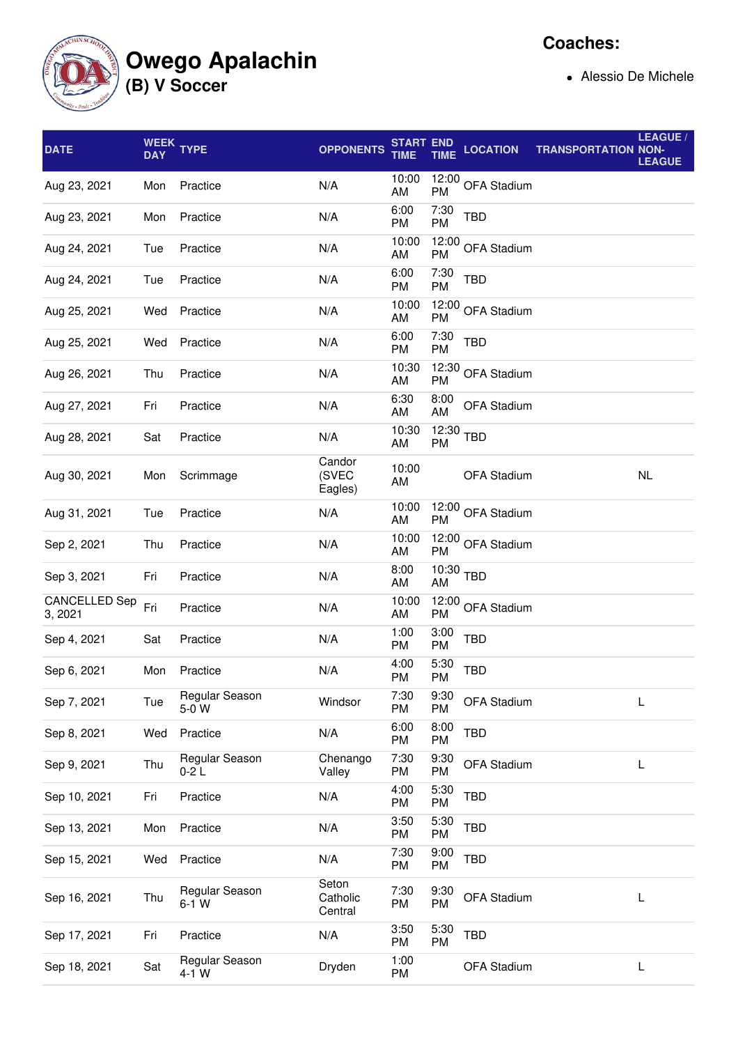# Owego Apalachin

## (B) V Soccer

**Coaches:**

- Alessio De Michele

| DATE | WEEK DAY | TYPE | OPPONENTS | START TIME | END TIME | LOCATION | TRANSPORTATION | LEAGUE / NON-LEAGUE |
|---|---|---|---|---|---|---|---|---|
| Aug 23, 2021 | Mon | Practice | N/A | 10:00 AM | 12:00 PM | OFA Stadium | | |
| Aug 23, 2021 | Mon | Practice | N/A | 6:00 PM | 7:30 PM | TBD | | |
| Aug 24, 2021 | Tue | Practice | N/A | 10:00 AM | 12:00 PM | OFA Stadium | | |
| Aug 24, 2021 | Tue | Practice | N/A | 6:00 PM | 7:30 PM | TBD | | |
| Aug 25, 2021 | Wed | Practice | N/A | 10:00 AM | 12:00 PM | OFA Stadium | | |
| Aug 25, 2021 | Wed | Practice | N/A | 6:00 PM | 7:30 PM | TBD | | |
| Aug 26, 2021 | Thu | Practice | N/A | 10:30 AM | 12:30 PM | OFA Stadium | | |
| Aug 27, 2021 | Fri | Practice | N/A | 6:30 AM | 8:00 AM | OFA Stadium | | |
| Aug 28, 2021 | Sat | Practice | N/A | 10:30 AM | 12:30 PM | TBD | | |
| Aug 30, 2021 | Mon | Scrimmage | Candor (SVEC Eagles) | 10:00 AM | | OFA Stadium | | NL |
| Aug 31, 2021 | Tue | Practice | N/A | 10:00 AM | 12:00 PM | OFA Stadium | | |
| Sep 2, 2021 | Thu | Practice | N/A | 10:00 AM | 12:00 PM | OFA Stadium | | |
| Sep 3, 2021 | Fri | Practice | N/A | 8:00 AM | 10:30 AM | TBD | | |
| CANCELLED Sep 3, 2021 | Fri | Practice | N/A | 10:00 AM | 12:00 PM | OFA Stadium | | |
| Sep 4, 2021 | Sat | Practice | N/A | 1:00 PM | 3:00 PM | TBD | | |
| Sep 6, 2021 | Mon | Practice | N/A | 4:00 PM | 5:30 PM | TBD | | |
| Sep 7, 2021 | Tue | Regular Season 5-0 W | Windsor | 7:30 PM | 9:30 PM | OFA Stadium | | L |
| Sep 8, 2021 | Wed | Practice | N/A | 6:00 PM | 8:00 PM | TBD | | |
| Sep 9, 2021 | Thu | Regular Season 0-2 L | Chenango Valley | 7:30 PM | 9:30 PM | OFA Stadium | | L |
| Sep 10, 2021 | Fri | Practice | N/A | 4:00 PM | 5:30 PM | TBD | | |
| Sep 13, 2021 | Mon | Practice | N/A | 3:50 PM | 5:30 PM | TBD | | |
| Sep 15, 2021 | Wed | Practice | N/A | 7:30 PM | 9:00 PM | TBD | | |
| Sep 16, 2021 | Thu | Regular Season 6-1 W | Seton Catholic Central | 7:30 PM | 9:30 PM | OFA Stadium | | L |
| Sep 17, 2021 | Fri | Practice | N/A | 3:50 PM | 5:30 PM | TBD | | |
| Sep 18, 2021 | Sat | Regular Season 4-1 W | Dryden | 1:00 PM | | OFA Stadium | | L |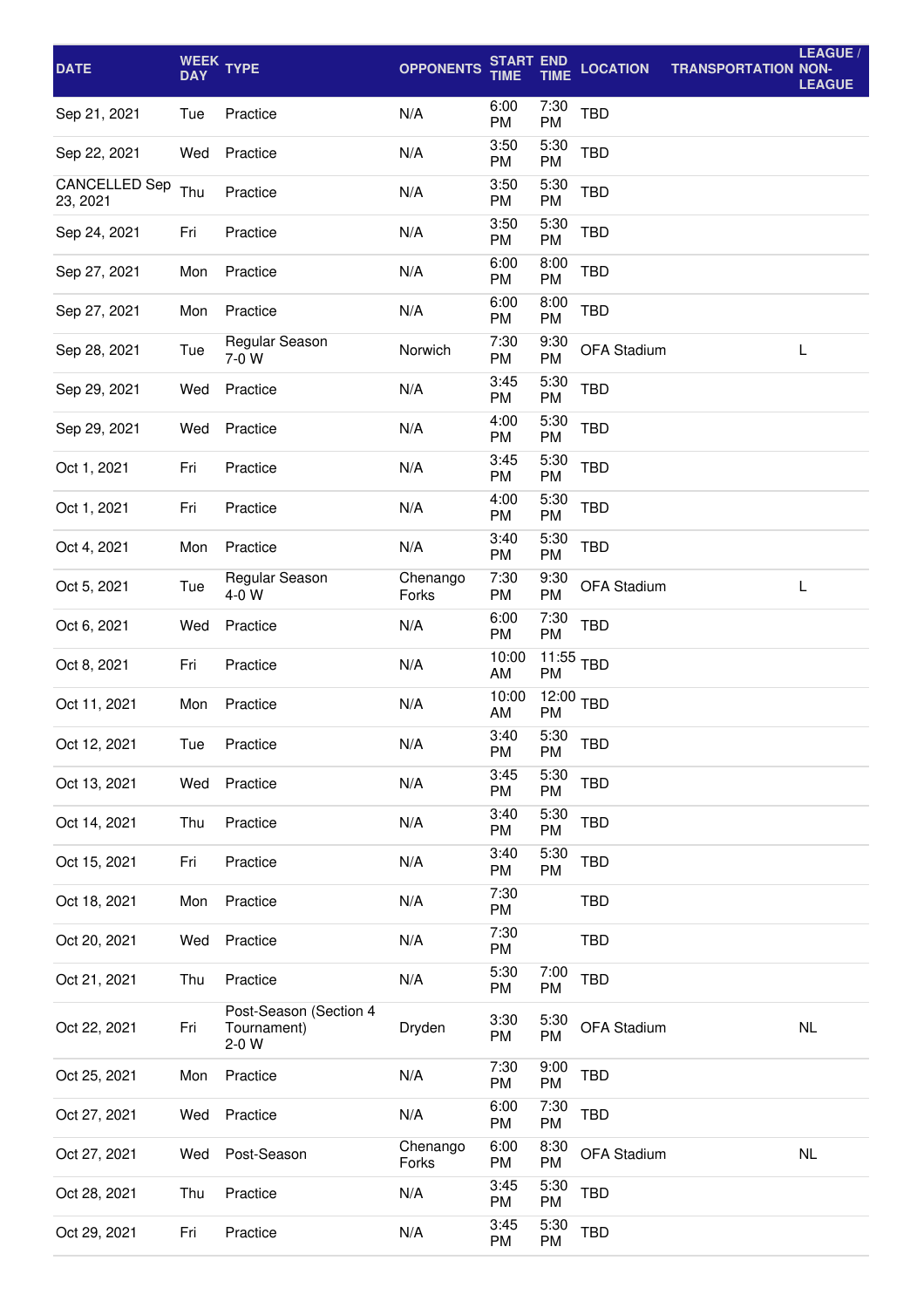| DATE | WEEK DAY | TYPE | OPPONENTS | START TIME | END TIME | LOCATION | TRANSPORTATION | LEAGUE / NON-LEAGUE |
|---|---|---|---|---|---|---|---|---|
| Sep 21, 2021 | Tue | Practice | N/A | 6:00 PM | 7:30 PM | TBD | | |
| Sep 22, 2021 | Wed | Practice | N/A | 3:50 PM | 5:30 PM | TBD | | |
| CANCELLED Sep 23, 2021 | Thu | Practice | N/A | 3:50 PM | 5:30 PM | TBD | | |
| Sep 24, 2021 | Fri | Practice | N/A | 3:50 PM | 5:30 PM | TBD | | |
| Sep 27, 2021 | Mon | Practice | N/A | 6:00 PM | 8:00 PM | TBD | | |
| Sep 27, 2021 | Mon | Practice | N/A | 6:00 PM | 8:00 PM | TBD | | |
| Sep 28, 2021 | Tue | Regular Season 7-0 W | Norwich | 7:30 PM | 9:30 PM | OFA Stadium | | L |
| Sep 29, 2021 | Wed | Practice | N/A | 3:45 PM | 5:30 PM | TBD | | |
| Sep 29, 2021 | Wed | Practice | N/A | 4:00 PM | 5:30 PM | TBD | | |
| Oct 1, 2021 | Fri | Practice | N/A | 3:45 PM | 5:30 PM | TBD | | |
| Oct 1, 2021 | Fri | Practice | N/A | 4:00 PM | 5:30 PM | TBD | | |
| Oct 4, 2021 | Mon | Practice | N/A | 3:40 PM | 5:30 PM | TBD | | |
| Oct 5, 2021 | Tue | Regular Season 4-0 W | Chenango Forks | 7:30 PM | 9:30 PM | OFA Stadium | | L |
| Oct 6, 2021 | Wed | Practice | N/A | 6:00 PM | 7:30 PM | TBD | | |
| Oct 8, 2021 | Fri | Practice | N/A | 10:00 AM | 11:55 PM | TBD | | |
| Oct 11, 2021 | Mon | Practice | N/A | 10:00 AM | 12:00 PM | TBD | | |
| Oct 12, 2021 | Tue | Practice | N/A | 3:40 PM | 5:30 PM | TBD | | |
| Oct 13, 2021 | Wed | Practice | N/A | 3:45 PM | 5:30 PM | TBD | | |
| Oct 14, 2021 | Thu | Practice | N/A | 3:40 PM | 5:30 PM | TBD | | |
| Oct 15, 2021 | Fri | Practice | N/A | 3:40 PM | 5:30 PM | TBD | | |
| Oct 18, 2021 | Mon | Practice | N/A | 7:30 PM | | TBD | | |
| Oct 20, 2021 | Wed | Practice | N/A | 7:30 PM | | TBD | | |
| Oct 21, 2021 | Thu | Practice | N/A | 5:30 PM | 7:00 PM | TBD | | |
| Oct 22, 2021 | Fri | Post-Season (Section 4 Tournament) 2-0 W | Dryden | 3:30 PM | 5:30 PM | OFA Stadium | | NL |
| Oct 25, 2021 | Mon | Practice | N/A | 7:30 PM | 9:00 PM | TBD | | |
| Oct 27, 2021 | Wed | Practice | N/A | 6:00 PM | 7:30 PM | TBD | | |
| Oct 27, 2021 | Wed | Post-Season | Chenango Forks | 6:00 PM | 8:30 PM | OFA Stadium | | NL |
| Oct 28, 2021 | Thu | Practice | N/A | 3:45 PM | 5:30 PM | TBD | | |
| Oct 29, 2021 | Fri | Practice | N/A | 3:45 PM | 5:30 PM | TBD | | |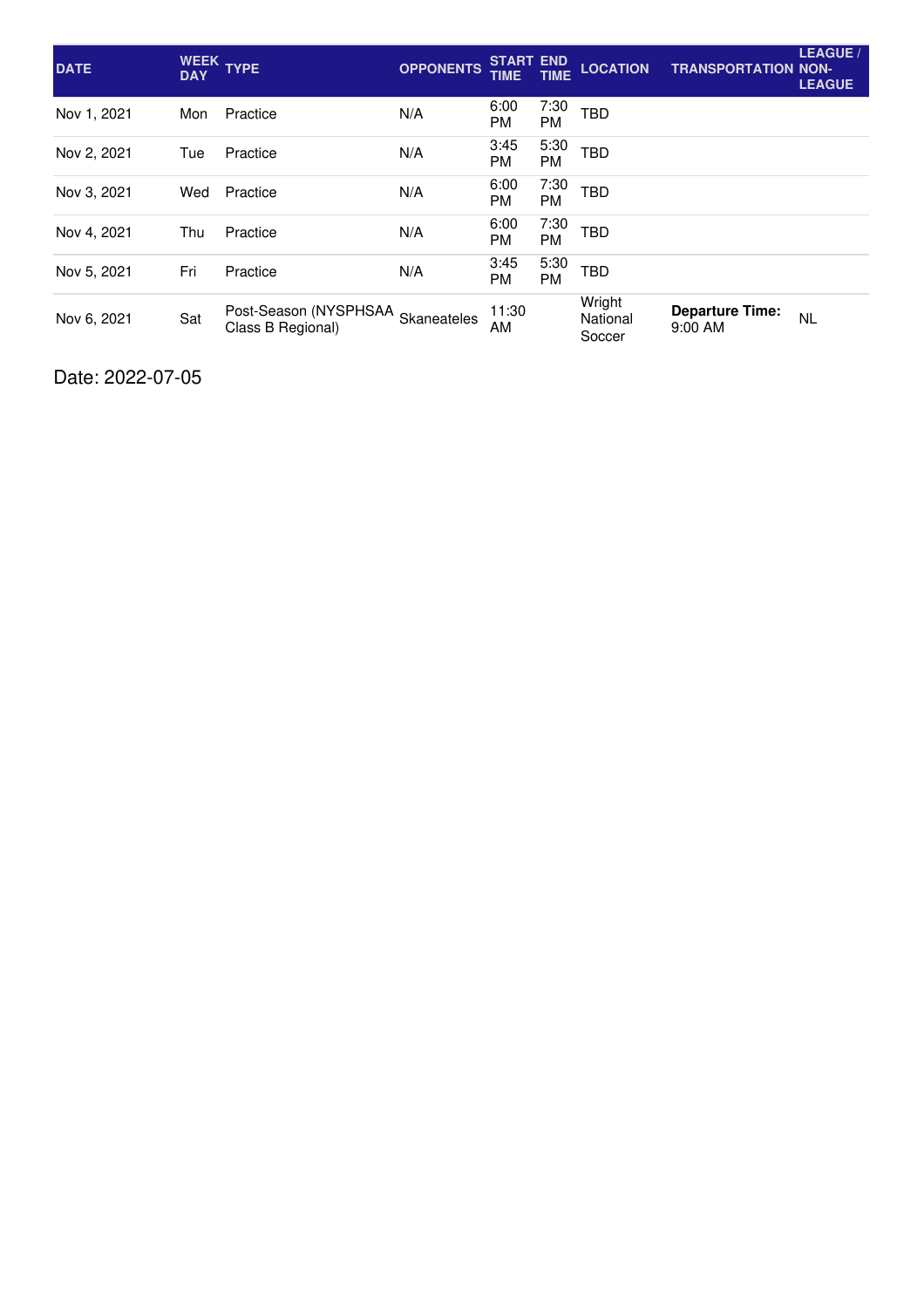| DATE | WEEK DAY | TYPE | OPPONENTS | START TIME | END TIME | LOCATION | TRANSPORTATION | LEAGUE / NON-LEAGUE |
|---|---|---|---|---|---|---|---|---|
| Nov 1, 2021 | Mon | Practice | N/A | 6:00 PM | 7:30 PM | TBD | | |
| Nov 2, 2021 | Tue | Practice | N/A | 3:45 PM | 5:30 PM | TBD | | |
| Nov 3, 2021 | Wed | Practice | N/A | 6:00 PM | 7:30 PM | TBD | | |
| Nov 4, 2021 | Thu | Practice | N/A | 6:00 PM | 7:30 PM | TBD | | |
| Nov 5, 2021 | Fri | Practice | N/A | 3:45 PM | 5:30 PM | TBD | | |
| Nov 6, 2021 | Sat | Post-Season (NYSPHSAA Class B Regional) | Skaneateles | 11:30 AM | | Wright National Soccer | **Departure Time:** 9:00 AM | NL |

Date: 2022-07-05